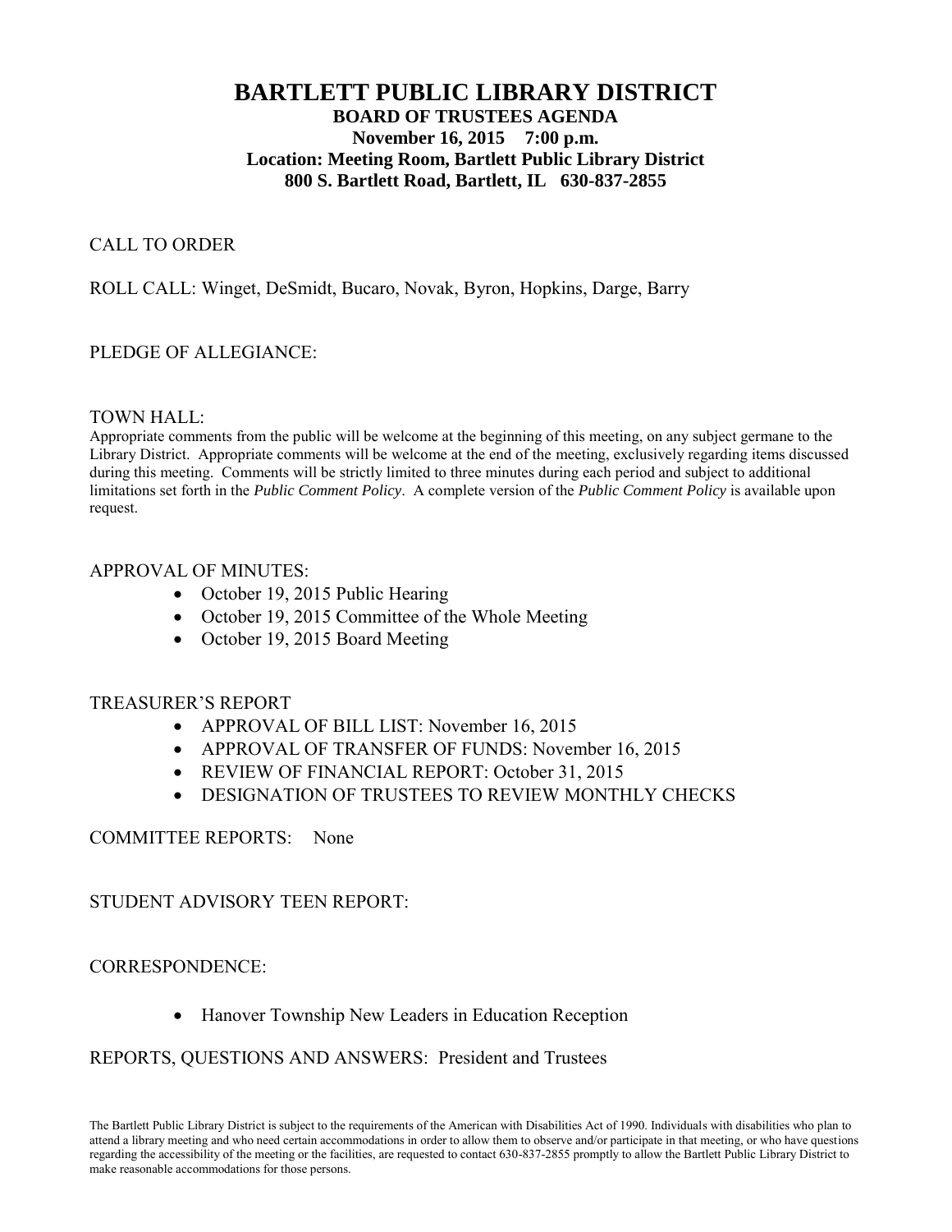# BARTLETT PUBLIC LIBRARY DISTRICT

**BOARD OF TRUSTEES AGENDA**

**November 16, 2015 7:00 p.m.**

**Location: Meeting Room, Bartlett Public Library District**

**800 S. Bartlett Road, Bartlett, IL 630-837-2855**

CALL TO ORDER

ROLL CALL: Winget, DeSmidt, Bucaro, Novak, Byron, Hopkins, Darge, Barry

PLEDGE OF ALLEGIANCE:

TOWN HALL:

Appropriate comments from the public will be welcome at the beginning of this meeting, on any subject germane to the Library District. Appropriate comments will be welcome at the end of the meeting, exclusively regarding items discussed during this meeting. Comments will be strictly limited to three minutes during each period and subject to additional limitations set forth in the *Public Comment Policy*. A complete version of the *Public Comment Policy* is available upon request.

APPROVAL OF MINUTES:

- October 19, 2015 Public Hearing
- October 19, 2015 Committee of the Whole Meeting
- October 19, 2015 Board Meeting

TREASURER'S REPORT

- APPROVAL OF BILL LIST: November 16, 2015
- APPROVAL OF TRANSFER OF FUNDS: November 16, 2015
- REVIEW OF FINANCIAL REPORT: October 31, 2015
- DESIGNATION OF TRUSTEES TO REVIEW MONTHLY CHECKS

COMMITTEE REPORTS: None

STUDENT ADVISORY TEEN REPORT:

CORRESPONDENCE:

- Hanover Township New Leaders in Education Reception

REPORTS, QUESTIONS AND ANSWERS: President and Trustees

The Bartlett Public Library District is subject to the requirements of the American with Disabilities Act of 1990. Individuals with disabilities who plan to attend a library meeting and who need certain accommodations in order to allow them to observe and/or participate in that meeting, or who have questions regarding the accessibility of the meeting or the facilities, are requested to contact 630-837-2855 promptly to allow the Bartlett Public Library District to make reasonable accommodations for those persons.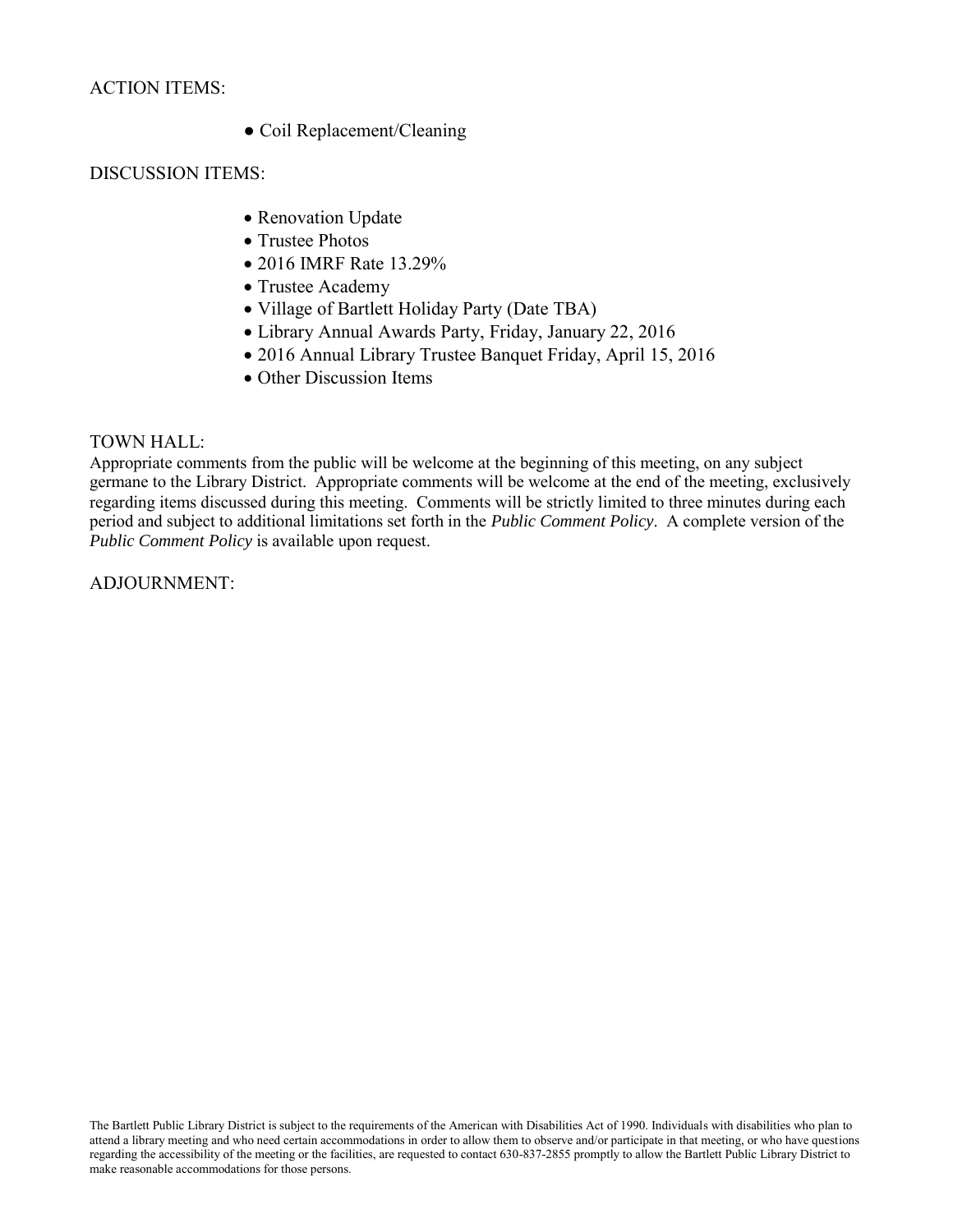ACTION ITEMS:

- Coil Replacement/Cleaning

DISCUSSION ITEMS:

- Renovation Update
- Trustee Photos
- 2016 IMRF Rate 13.29%
- Trustee Academy
- Village of Bartlett Holiday Party (Date TBA)
- Library Annual Awards Party, Friday, January 22, 2016
- 2016 Annual Library Trustee Banquet Friday, April 15, 2016
- Other Discussion Items

TOWN HALL:

Appropriate comments from the public will be welcome at the beginning of this meeting, on any subject germane to the Library District. Appropriate comments will be welcome at the end of the meeting, exclusively regarding items discussed during this meeting. Comments will be strictly limited to three minutes during each period and subject to additional limitations set forth in the *Public Comment Policy*. A complete version of the *Public Comment Policy* is available upon request.

ADJOURNMENT:

The Bartlett Public Library District is subject to the requirements of the American with Disabilities Act of 1990. Individuals with disabilities who plan to attend a library meeting and who need certain accommodations in order to allow them to observe and/or participate in that meeting, or who have questions regarding the accessibility of the meeting or the facilities, are requested to contact 630-837-2855 promptly to allow the Bartlett Public Library District to make reasonable accommodations for those persons.